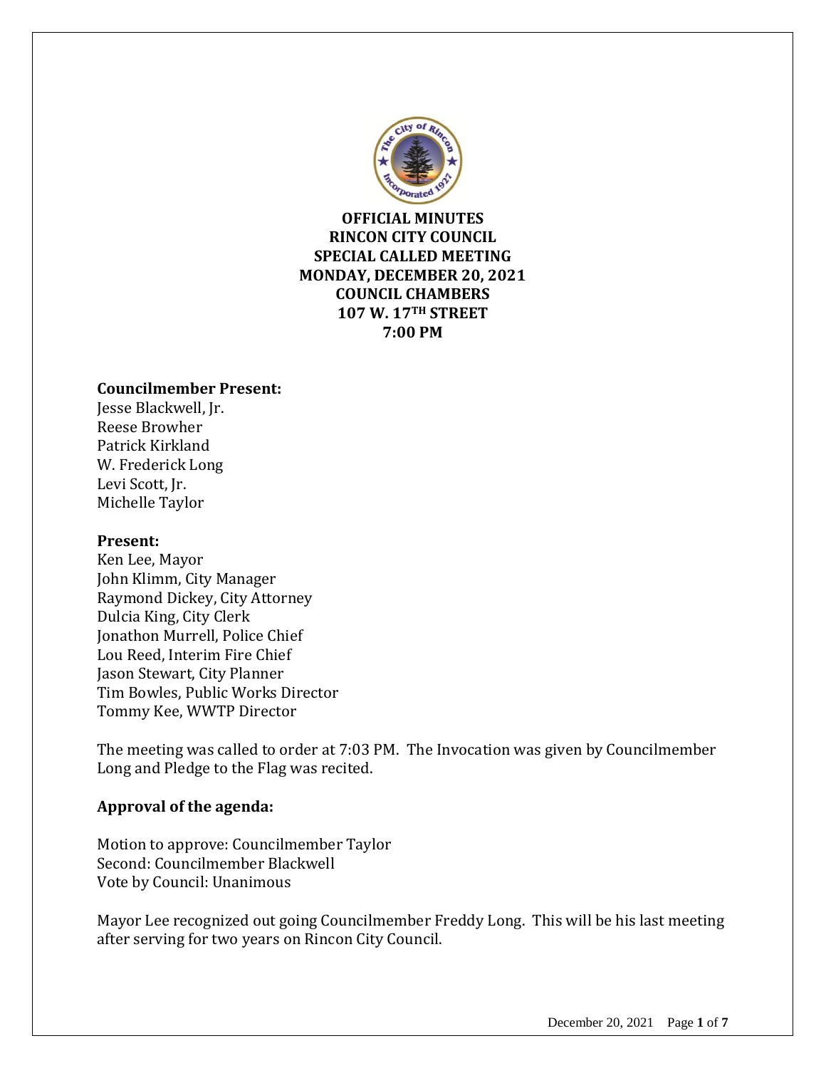**OFFICIAL MINUTES**
**RINCON CITY COUNCIL**
**SPECIAL CALLED MEETING**
**MONDAY, DECEMBER 20, 2021**
**COUNCIL CHAMBERS**
**107 W. 17TH STREET**
**7:00 PM**

**Councilmember Present:**
Jesse Blackwell, Jr.
Reese Browher
Patrick Kirkland
W. Frederick Long
Levi Scott, Jr.
Michelle Taylor

**Present:**
Ken Lee, Mayor
John Klimm, City Manager
Raymond Dickey, City Attorney
Dulcia King, City Clerk
Jonathon Murrell, Police Chief
Lou Reed, Interim Fire Chief
Jason Stewart, City Planner
Tim Bowles, Public Works Director
Tommy Kee, WWTP Director

The meeting was called to order at 7:03 PM. The Invocation was given by Councilmember Long and Pledge to the Flag was recited.

**Approval of the agenda:**

Motion to approve: Councilmember Taylor
Second: Councilmember Blackwell
Vote by Council: Unanimous

Mayor Lee recognized out going Councilmember Freddy Long. This will be his last meeting after serving for two years on Rincon City Council.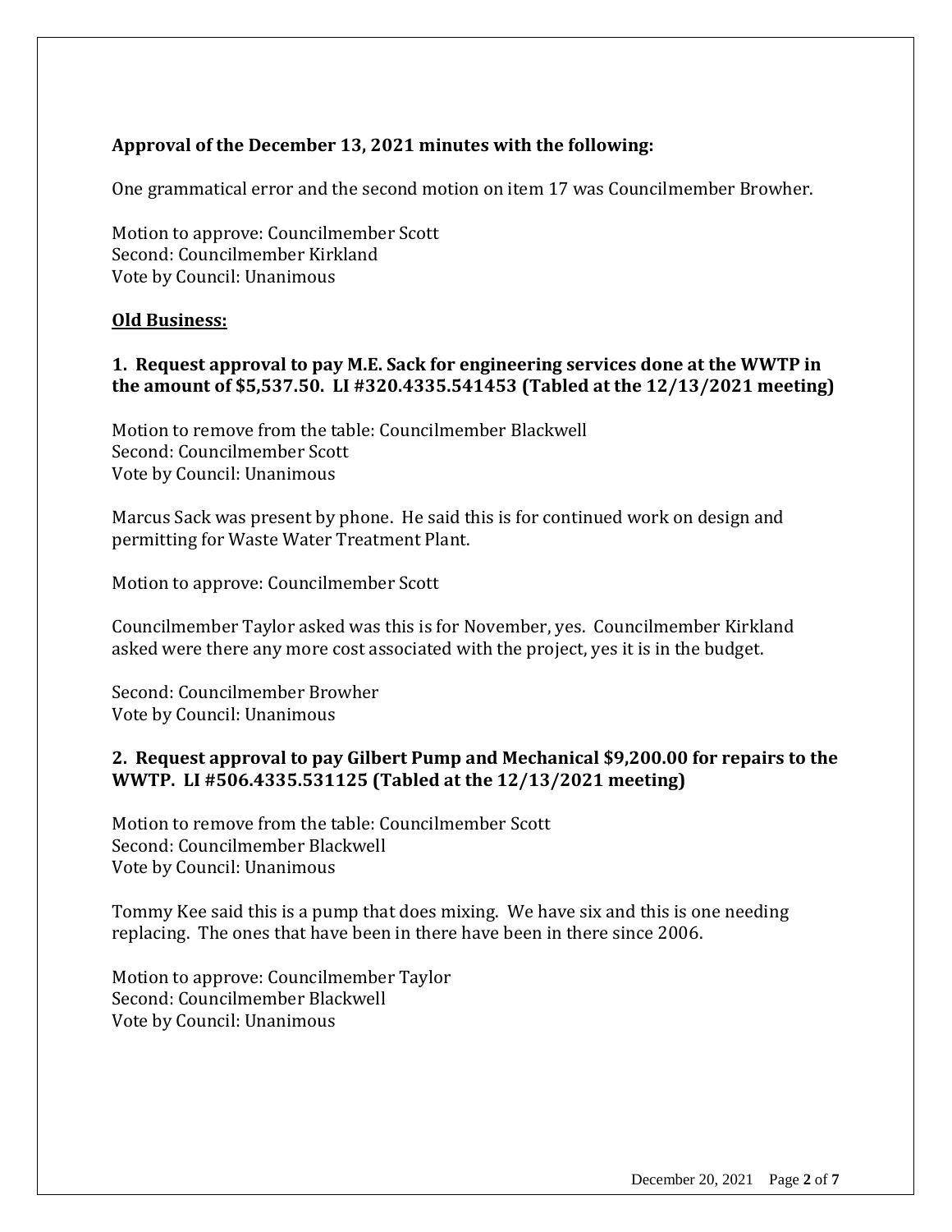**Approval of the December 13, 2021 minutes with the following:**

One grammatical error and the second motion on item 17 was Councilmember Browher.

Motion to approve: Councilmember Scott
Second: Councilmember Kirkland
Vote by Council: Unanimous

**Old Business:**

**1. Request approval to pay M.E. Sack for engineering services done at the WWTP in the amount of $5,537.50. LI #320.4335.541453 (Tabled at the 12/13/2021 meeting)**

Motion to remove from the table: Councilmember Blackwell
Second: Councilmember Scott
Vote by Council: Unanimous

Marcus Sack was present by phone. He said this is for continued work on design and permitting for Waste Water Treatment Plant.

Motion to approve: Councilmember Scott

Councilmember Taylor asked was this is for November, yes. Councilmember Kirkland asked were there any more cost associated with the project, yes it is in the budget.

Second: Councilmember Browher
Vote by Council: Unanimous

**2. Request approval to pay Gilbert Pump and Mechanical $9,200.00 for repairs to the WWTP. LI #506.4335.531125 (Tabled at the 12/13/2021 meeting)**

Motion to remove from the table: Councilmember Scott
Second: Councilmember Blackwell
Vote by Council: Unanimous

Tommy Kee said this is a pump that does mixing. We have six and this is one needing replacing. The ones that have been in there have been in there since 2006.

Motion to approve: Councilmember Taylor
Second: Councilmember Blackwell
Vote by Council: Unanimous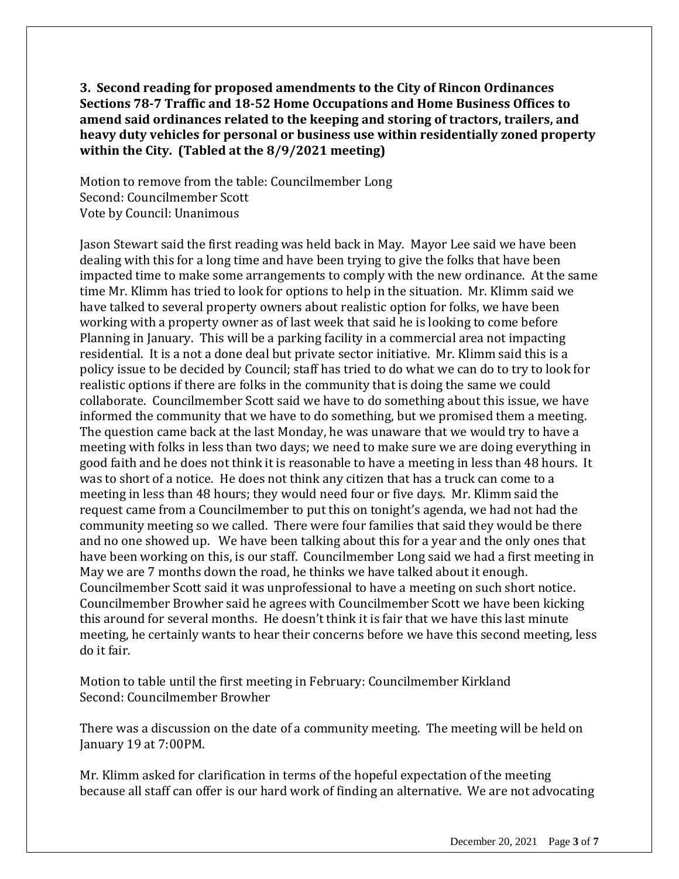**3. Second reading for proposed amendments to the City of Rincon Ordinances Sections 78-7 Traffic and 18-52 Home Occupations and Home Business Offices to amend said ordinances related to the keeping and storing of tractors, trailers, and heavy duty vehicles for personal or business use within residentially zoned property within the City. (Tabled at the 8/9/2021 meeting)**

Motion to remove from the table: Councilmember Long
Second: Councilmember Scott
Vote by Council: Unanimous

Jason Stewart said the first reading was held back in May. Mayor Lee said we have been dealing with this for a long time and have been trying to give the folks that have been impacted time to make some arrangements to comply with the new ordinance. At the same time Mr. Klimm has tried to look for options to help in the situation. Mr. Klimm said we have talked to several property owners about realistic option for folks, we have been working with a property owner as of last week that said he is looking to come before Planning in January. This will be a parking facility in a commercial area not impacting residential. It is a not a done deal but private sector initiative. Mr. Klimm said this is a policy issue to be decided by Council; staff has tried to do what we can do to try to look for realistic options if there are folks in the community that is doing the same we could collaborate. Councilmember Scott said we have to do something about this issue, we have informed the community that we have to do something, but we promised them a meeting. The question came back at the last Monday, he was unaware that we would try to have a meeting with folks in less than two days; we need to make sure we are doing everything in good faith and he does not think it is reasonable to have a meeting in less than 48 hours. It was to short of a notice. He does not think any citizen that has a truck can come to a meeting in less than 48 hours; they would need four or five days. Mr. Klimm said the request came from a Councilmember to put this on tonight's agenda, we had not had the community meeting so we called. There were four families that said they would be there and no one showed up. We have been talking about this for a year and the only ones that have been working on this, is our staff. Councilmember Long said we had a first meeting in May we are 7 months down the road, he thinks we have talked about it enough. Councilmember Scott said it was unprofessional to have a meeting on such short notice. Councilmember Browher said he agrees with Councilmember Scott we have been kicking this around for several months. He doesn't think it is fair that we have this last minute meeting, he certainly wants to hear their concerns before we have this second meeting, less do it fair.

Motion to table until the first meeting in February: Councilmember Kirkland
Second: Councilmember Browher

There was a discussion on the date of a community meeting. The meeting will be held on January 19 at 7:00PM.

Mr. Klimm asked for clarification in terms of the hopeful expectation of the meeting because all staff can offer is our hard work of finding an alternative. We are not advocating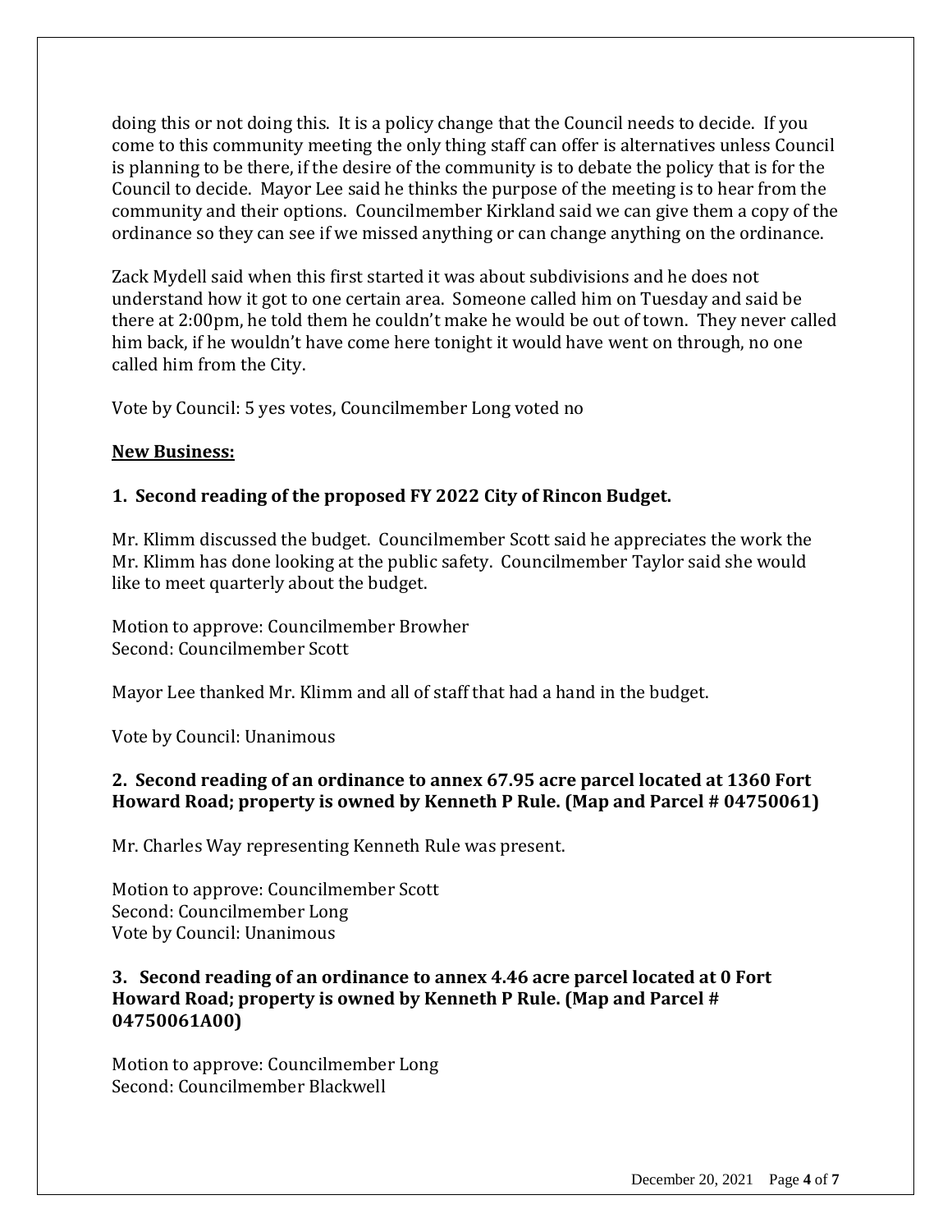doing this or not doing this. It is a policy change that the Council needs to decide. If you come to this community meeting the only thing staff can offer is alternatives unless Council is planning to be there, if the desire of the community is to debate the policy that is for the Council to decide. Mayor Lee said he thinks the purpose of the meeting is to hear from the community and their options. Councilmember Kirkland said we can give them a copy of the ordinance so they can see if we missed anything or can change anything on the ordinance.

Zack Mydell said when this first started it was about subdivisions and he does not understand how it got to one certain area. Someone called him on Tuesday and said be there at 2:00pm, he told them he couldn't make he would be out of town. They never called him back, if he wouldn't have come here tonight it would have went on through, no one called him from the City.

Vote by Council: 5 yes votes, Councilmember Long voted no

**New Business:**

**1. Second reading of the proposed FY 2022 City of Rincon Budget.**

Mr. Klimm discussed the budget. Councilmember Scott said he appreciates the work the Mr. Klimm has done looking at the public safety. Councilmember Taylor said she would like to meet quarterly about the budget.

Motion to approve: Councilmember Browher
Second: Councilmember Scott

Mayor Lee thanked Mr. Klimm and all of staff that had a hand in the budget.

Vote by Council: Unanimous

**2. Second reading of an ordinance to annex 67.95 acre parcel located at 1360 Fort Howard Road; property is owned by Kenneth P Rule. (Map and Parcel # 04750061)**

Mr. Charles Way representing Kenneth Rule was present.

Motion to approve: Councilmember Scott
Second: Councilmember Long
Vote by Council: Unanimous

**3. Second reading of an ordinance to annex 4.46 acre parcel located at 0 Fort Howard Road; property is owned by Kenneth P Rule. (Map and Parcel # 04750061A00)**

Motion to approve: Councilmember Long
Second: Councilmember Blackwell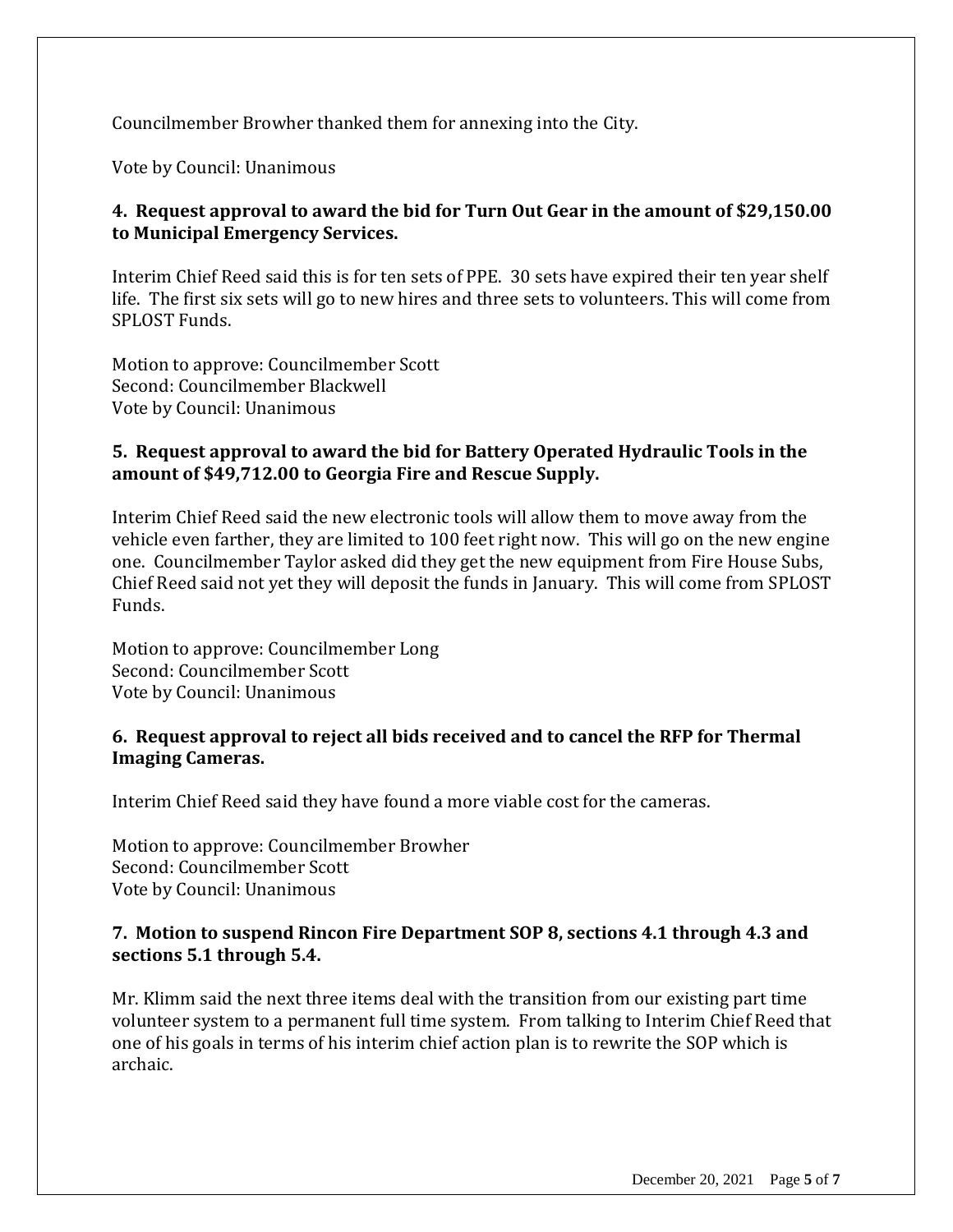Councilmember Browher thanked them for annexing into the City.

Vote by Council: Unanimous

**4. Request approval to award the bid for Turn Out Gear in the amount of $29,150.00 to Municipal Emergency Services.**

Interim Chief Reed said this is for ten sets of PPE. 30 sets have expired their ten year shelf life. The first six sets will go to new hires and three sets to volunteers. This will come from SPLOST Funds.

Motion to approve: Councilmember Scott
Second: Councilmember Blackwell
Vote by Council: Unanimous

**5. Request approval to award the bid for Battery Operated Hydraulic Tools in the amount of $49,712.00 to Georgia Fire and Rescue Supply.**

Interim Chief Reed said the new electronic tools will allow them to move away from the vehicle even farther, they are limited to 100 feet right now. This will go on the new engine one. Councilmember Taylor asked did they get the new equipment from Fire House Subs, Chief Reed said not yet they will deposit the funds in January. This will come from SPLOST Funds.

Motion to approve: Councilmember Long
Second: Councilmember Scott
Vote by Council: Unanimous

**6. Request approval to reject all bids received and to cancel the RFP for Thermal Imaging Cameras.**

Interim Chief Reed said they have found a more viable cost for the cameras.

Motion to approve: Councilmember Browher
Second: Councilmember Scott
Vote by Council: Unanimous

**7. Motion to suspend Rincon Fire Department SOP 8, sections 4.1 through 4.3 and sections 5.1 through 5.4.**

Mr. Klimm said the next three items deal with the transition from our existing part time volunteer system to a permanent full time system. From talking to Interim Chief Reed that one of his goals in terms of his interim chief action plan is to rewrite the SOP which is archaic.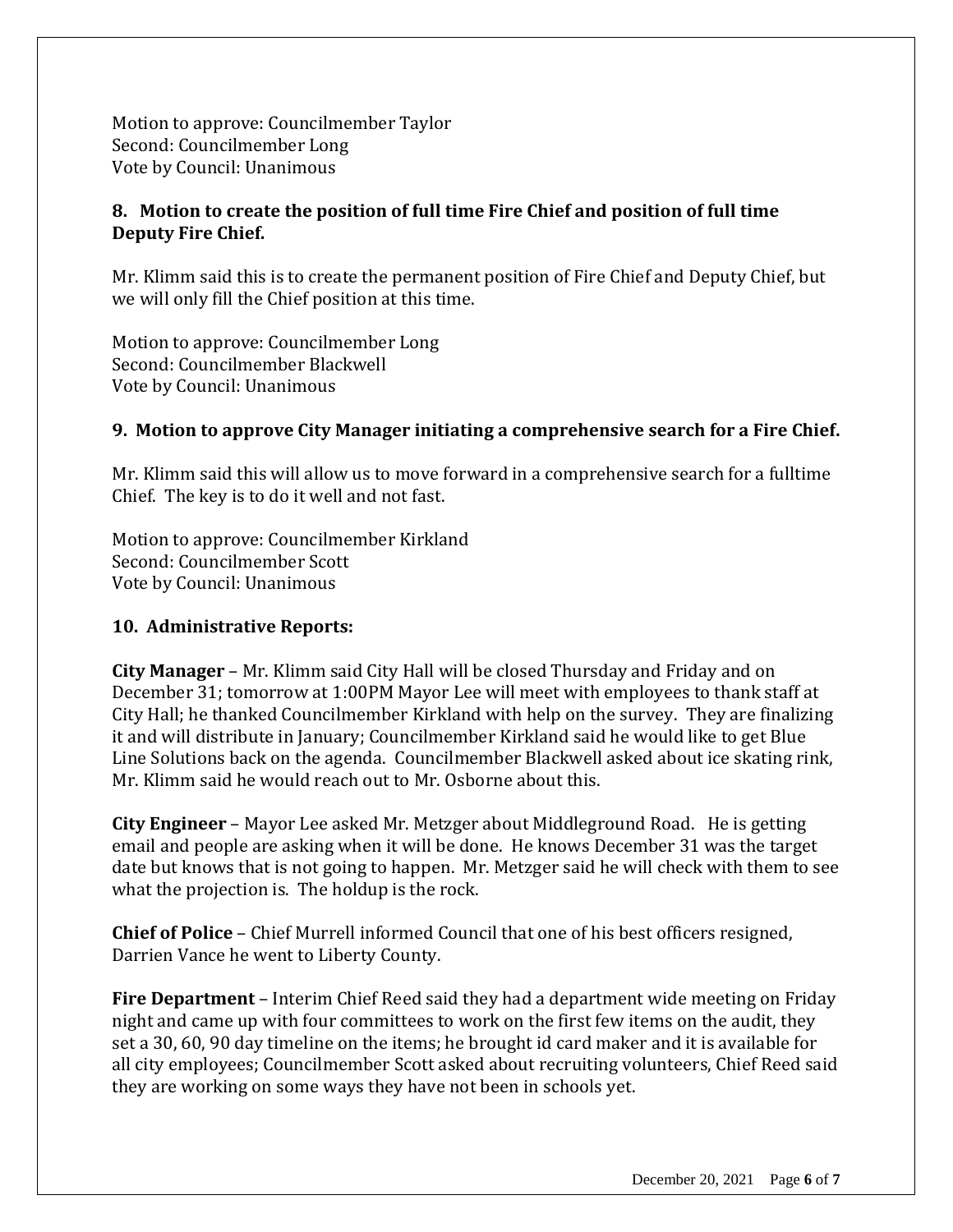Motion to approve: Councilmember Taylor
Second: Councilmember Long
Vote by Council: Unanimous

**8. Motion to create the position of full time Fire Chief and position of full time Deputy Fire Chief.**

Mr. Klimm said this is to create the permanent position of Fire Chief and Deputy Chief, but we will only fill the Chief position at this time.

Motion to approve: Councilmember Long
Second: Councilmember Blackwell
Vote by Council: Unanimous

**9. Motion to approve City Manager initiating a comprehensive search for a Fire Chief.**

Mr. Klimm said this will allow us to move forward in a comprehensive search for a fulltime Chief. The key is to do it well and not fast.

Motion to approve: Councilmember Kirkland
Second: Councilmember Scott
Vote by Council: Unanimous

**10. Administrative Reports:**

**City Manager** – Mr. Klimm said City Hall will be closed Thursday and Friday and on December 31; tomorrow at 1:00PM Mayor Lee will meet with employees to thank staff at City Hall; he thanked Councilmember Kirkland with help on the survey. They are finalizing it and will distribute in January; Councilmember Kirkland said he would like to get Blue Line Solutions back on the agenda. Councilmember Blackwell asked about ice skating rink, Mr. Klimm said he would reach out to Mr. Osborne about this.

**City Engineer** – Mayor Lee asked Mr. Metzger about Middleground Road. He is getting email and people are asking when it will be done. He knows December 31 was the target date but knows that is not going to happen. Mr. Metzger said he will check with them to see what the projection is. The holdup is the rock.

**Chief of Police** – Chief Murrell informed Council that one of his best officers resigned, Darrien Vance he went to Liberty County.

**Fire Department** – Interim Chief Reed said they had a department wide meeting on Friday night and came up with four committees to work on the first few items on the audit, they set a 30, 60, 90 day timeline on the items; he brought id card maker and it is available for all city employees; Councilmember Scott asked about recruiting volunteers, Chief Reed said they are working on some ways they have not been in schools yet.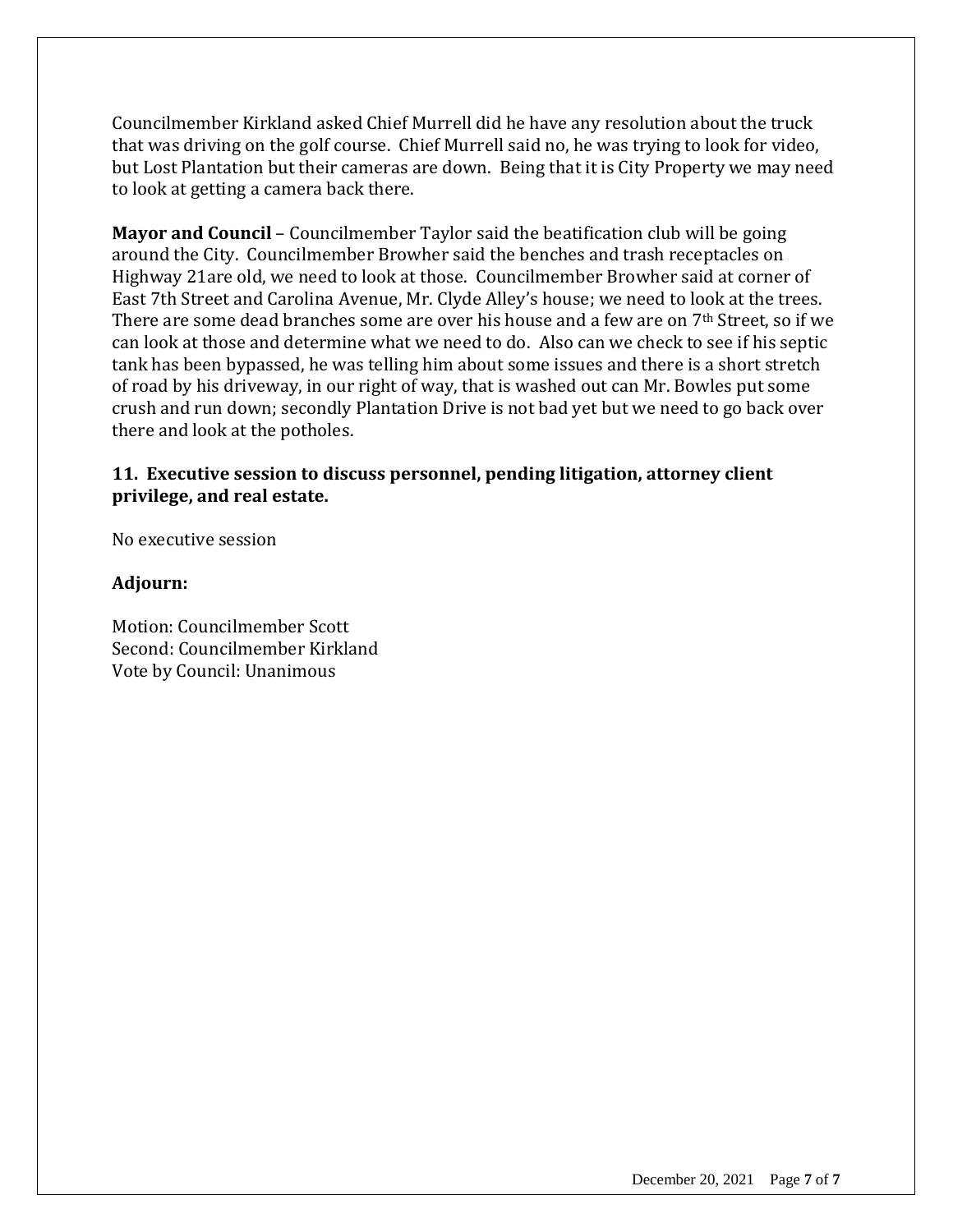Councilmember Kirkland asked Chief Murrell did he have any resolution about the truck that was driving on the golf course. Chief Murrell said no, he was trying to look for video, but Lost Plantation but their cameras are down. Being that it is City Property we may need to look at getting a camera back there.

**Mayor and Council** – Councilmember Taylor said the beatification club will be going around the City. Councilmember Browher said the benches and trash receptacles on Highway 21are old, we need to look at those. Councilmember Browher said at corner of East 7th Street and Carolina Avenue, Mr. Clyde Alley's house; we need to look at the trees. There are some dead branches some are over his house and a few are on 7th Street, so if we can look at those and determine what we need to do. Also can we check to see if his septic tank has been bypassed, he was telling him about some issues and there is a short stretch of road by his driveway, in our right of way, that is washed out can Mr. Bowles put some crush and run down; secondly Plantation Drive is not bad yet but we need to go back over there and look at the potholes.

### 11. Executive session to discuss personnel, pending litigation, attorney client privilege, and real estate.

No executive session

### Adjourn:

Motion: Councilmember Scott
Second: Councilmember Kirkland
Vote by Council: Unanimous